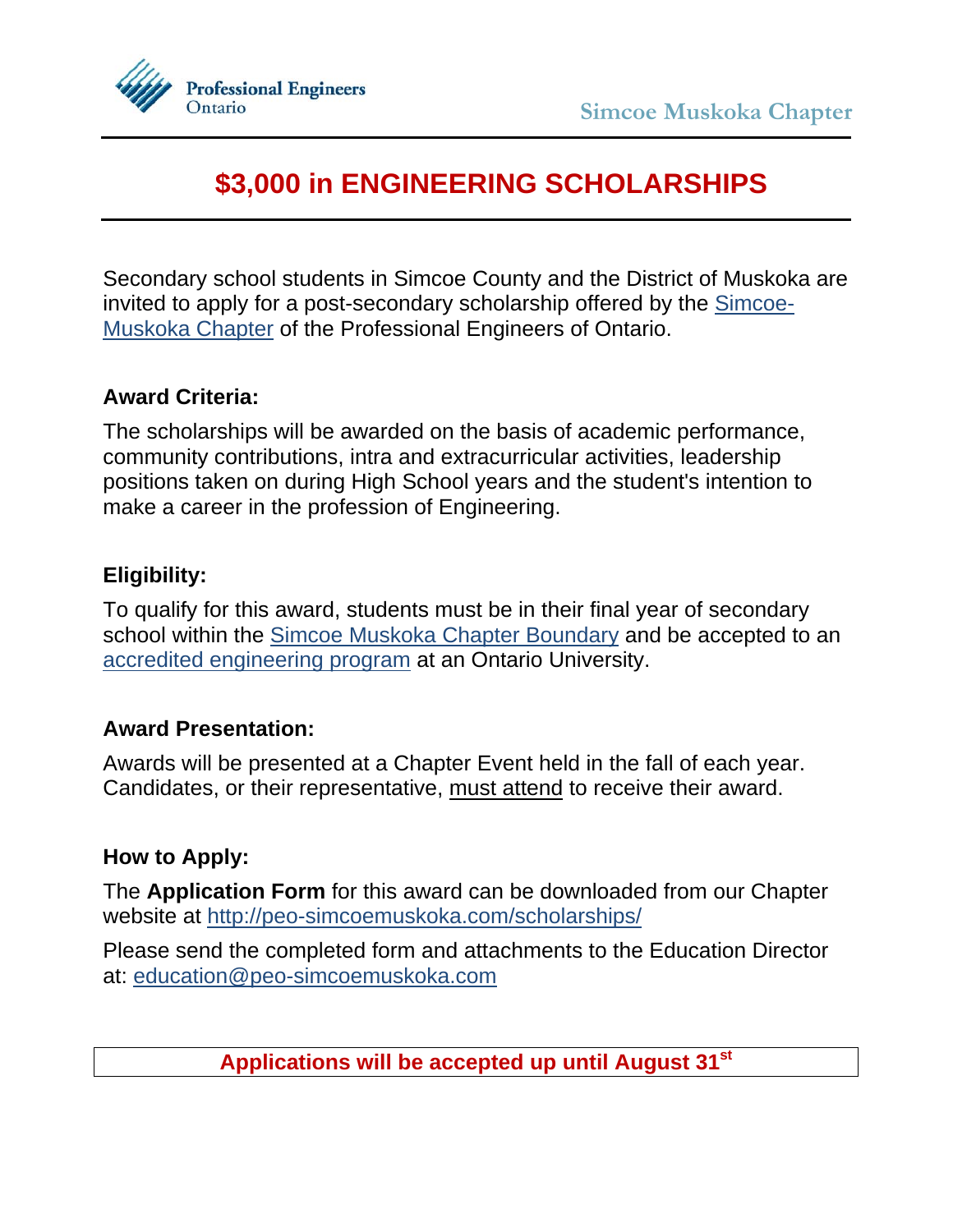Professional Engineers Ontario

Simcoe Muskoka Chapter

# $3,000 in ENGINEERING SCHOLARSHIPS

Secondary school students in Simcoe County and the District of Muskoka are invited to apply for a post-secondary scholarship offered by the Simcoe-Muskoka Chapter of the Professional Engineers of Ontario.

**Award Criteria:**

The scholarships will be awarded on the basis of academic performance, community contributions, intra and extracurricular activities, leadership positions taken on during High School years and the student's intention to make a career in the profession of Engineering.

**Eligibility:**

To qualify for this award, students must be in their final year of secondary school within the Simcoe Muskoka Chapter Boundary and be accepted to an accredited engineering program at an Ontario University.

**Award Presentation:**

Awards will be presented at a Chapter Event held in the fall of each year. Candidates, or their representative, must attend to receive their award.

**How to Apply:**

The **Application Form** for this award can be downloaded from our Chapter website at http://peo-simcoemuskoka.com/scholarships/

Please send the completed form and attachments to the Education Director at: education@peo-simcoemuskoka.com

**Applications will be accepted up until August 31st**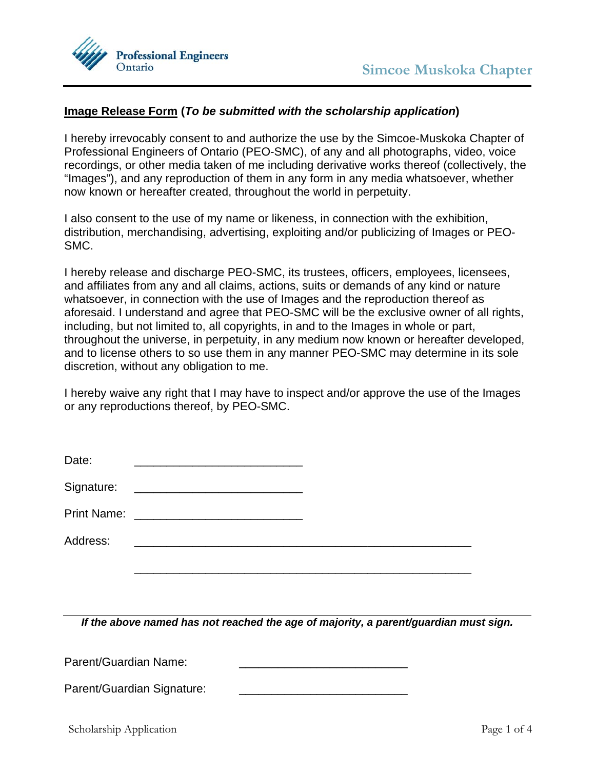Professional Engineers Ontario

Simcoe Muskoka Chapter

**<u>Image Release Form</u> (*To be submitted with the scholarship application*)**

I hereby irrevocably consent to and authorize the use by the Simcoe-Muskoka Chapter of Professional Engineers of Ontario (PEO-SMC), of any and all photographs, video, voice recordings, or other media taken of me including derivative works thereof (collectively, the "Images"), and any reproduction of them in any form in any media whatsoever, whether now known or hereafter created, throughout the world in perpetuity.

I also consent to the use of my name or likeness, in connection with the exhibition, distribution, merchandising, advertising, exploiting and/or publicizing of Images or PEO-SMC.

I hereby release and discharge PEO-SMC, its trustees, officers, employees, licensees, and affiliates from any and all claims, actions, suits or demands of any kind or nature whatsoever, in connection with the use of Images and the reproduction thereof as aforesaid. I understand and agree that PEO-SMC will be the exclusive owner of all rights, including, but not limited to, all copyrights, in and to the Images in whole or part, throughout the universe, in perpetuity, in any medium now known or hereafter developed, and to license others to so use them in any manner PEO-SMC may determine in its sole discretion, without any obligation to me.

I hereby waive any right that I may have to inspect and/or approve the use of the Images or any reproductions thereof, by PEO-SMC.

Date: __________________________

Signature: __________________________

Print Name: __________________________

Address: ____________________________________________________

____________________________________________________

***If the above named has not reached the age of majority, a parent/guardian must sign.***

Parent/Guardian Name: __________________________

Parent/Guardian Signature: __________________________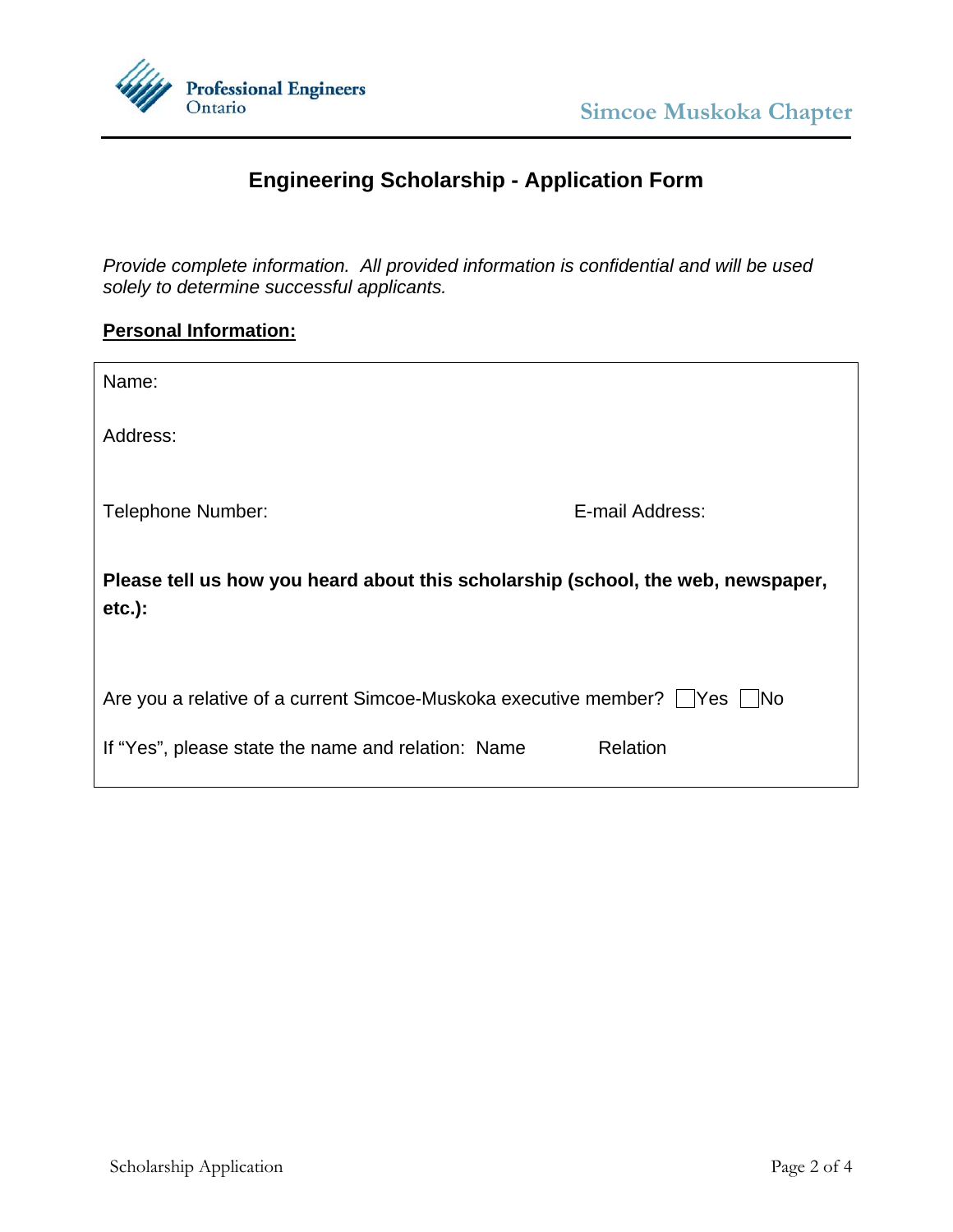Professional Engineers Ontario

Simcoe Muskoka Chapter

# Engineering Scholarship - Application Form

*Provide complete information. All provided information is confidential and will be used solely to determine successful applicants.*

**Personal Information:**

Name:

Address:

Telephone Number: E-mail Address:

**Please tell us how you heard about this scholarship (school, the web, newspaper, etc.):**

Are you a relative of a current Simcoe-Muskoka executive member? ☐ Yes ☐ No

If "Yes", please state the name and relation: Name Relation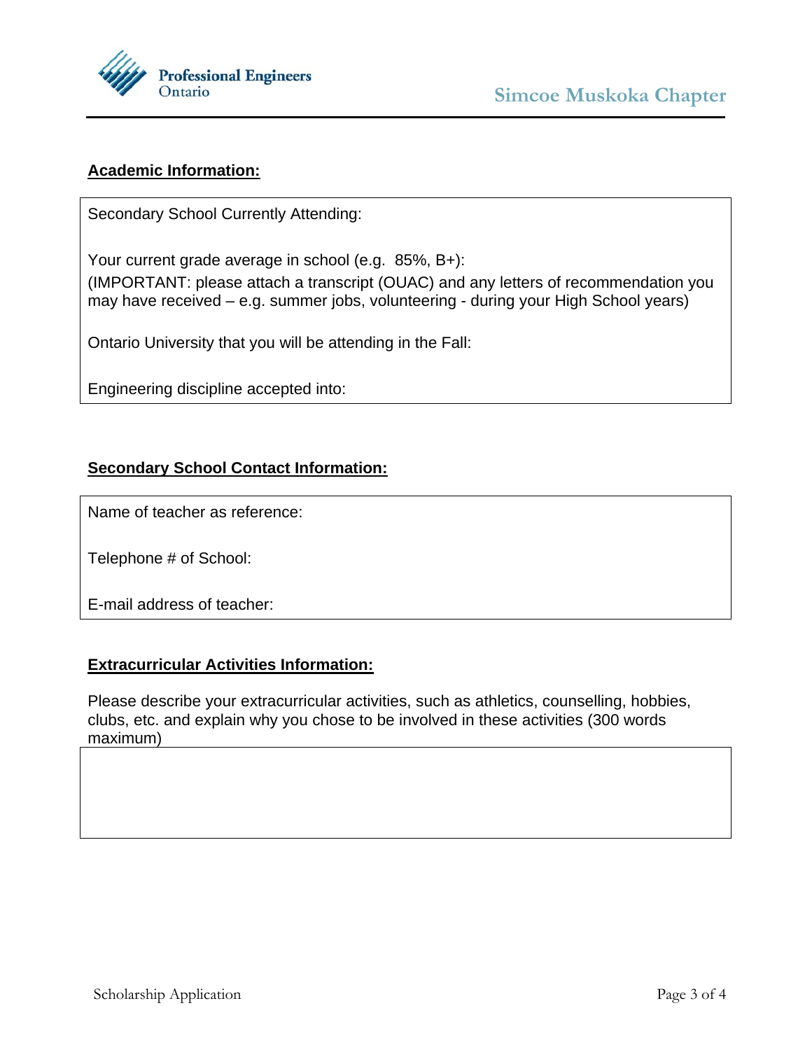## Academic Information:

Secondary School Currently Attending:

Your current grade average in school (e.g. 85%, B+):
(IMPORTANT: please attach a transcript (OUAC) and any letters of recommendation you may have received – e.g. summer jobs, volunteering - during your High School years)

Ontario University that you will be attending in the Fall:

Engineering discipline accepted into:

## Secondary School Contact Information:

Name of teacher as reference:

Telephone # of School:

E-mail address of teacher:

## Extracurricular Activities Information:

Please describe your extracurricular activities, such as athletics, counselling, hobbies, clubs, etc. and explain why you chose to be involved in these activities (300 words maximum)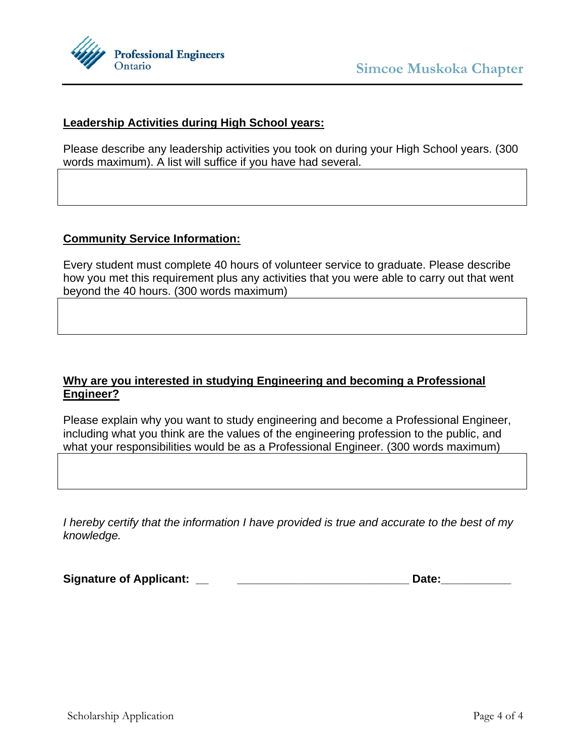**Leadership Activities during High School years:**

Please describe any leadership activities you took on during your High School years. (300 words maximum). A list will suffice if you have had several.

| |
|---|
| |

**Community Service Information:**

Every student must complete 40 hours of volunteer service to graduate. Please describe how you met this requirement plus any activities that you were able to carry out that went beyond the 40 hours. (300 words maximum)

| |
|---|
| |

**Why are you interested in studying Engineering and becoming a Professional Engineer?**

Please explain why you want to study engineering and become a Professional Engineer, including what you think are the values of the engineering profession to the public, and what your responsibilities would be as a Professional Engineer. (300 words maximum)

| |
|---|
| |

*I hereby certify that the information I have provided is true and accurate to the best of my knowledge.*

**Signature of Applicant:** __ ___________________________ **Date:**___________